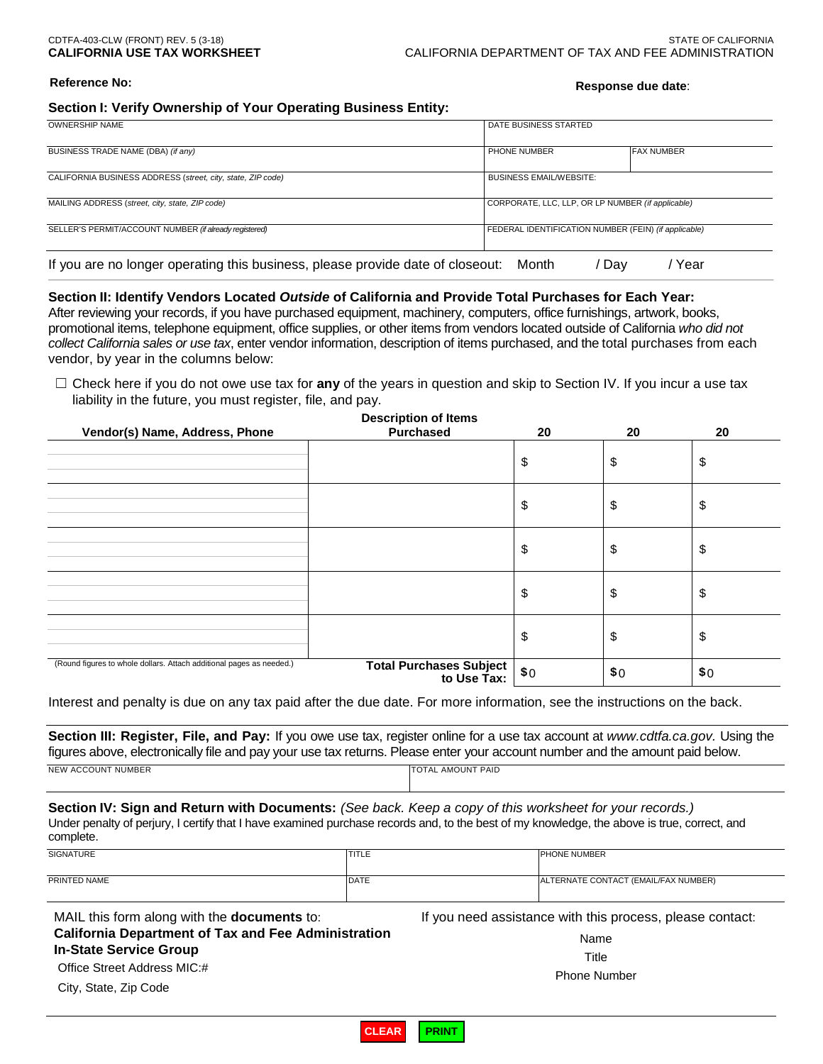CDTFA-403-CLW (FRONT) REV. 5 (3-18)
**CALIFORNIA USE TAX WORKSHEET**

STATE OF CALIFORNIA
CALIFORNIA DEPARTMENT OF TAX AND FEE ADMINISTRATION

**Reference No:**

**Response due date**:

## Section I: Verify Ownership of Your Operating Business Entity:

| OWNERSHIP NAME | DATE BUSINESS STARTED | |
|---|---|---|
| BUSINESS TRADE NAME (DBA) *(if any)* | PHONE NUMBER | FAX NUMBER |
| CALIFORNIA BUSINESS ADDRESS (*street, city, state, ZIP code*) | BUSINESS EMAIL/WEBSITE: | |
| MAILING ADDRESS (*street, city, state, ZIP code*) | CORPORATE, LLC, LLP, OR LP NUMBER *(if applicable)* | |
| SELLER'S PERMIT/ACCOUNT NUMBER *(if already registered)* | FEDERAL IDENTIFICATION NUMBER (FEIN) *(if applicable)* | |

If you are no longer operating this business, please provide date of closeout: Month / Day / Year

## Section II: Identify Vendors Located *Outside* of California and Provide Total Purchases for Each Year:

After reviewing your records, if you have purchased equipment, machinery, computers, office furnishings, artwork, books, promotional items, telephone equipment, office supplies, or other items from vendors located outside of California *who did not collect California sales or use tax*, enter vendor information, description of items purchased, and the total purchases from each vendor, by year in the columns below:

☐ Check here if you do not owe use tax for **any** of the years in question and skip to Section IV. If you incur a use tax liability in the future, you must register, file, and pay.

| Vendor(s) Name, Address, Phone | Description of Items Purchased | 20 | 20 | 20 |
|---|---|---|---|---|
| | | $ | $ | $ |
| | | $ | $ | $ |
| | | $ | $ | $ |
| | | $ | $ | $ |
| | | $ | $ | $ |
| (Round figures to whole dollars. Attach additional pages as needed.) | **Total Purchases Subject to Use Tax:** | $0 | $0 | $0 |

Interest and penalty is due on any tax paid after the due date. For more information, see the instructions on the back.

**Section III: Register, File, and Pay:** If you owe use tax, register online for a use tax account at *www.cdtfa.ca.gov.* Using the figures above, electronically file and pay your use tax returns. Please enter your account number and the amount paid below.

| NEW ACCOUNT NUMBER | TOTAL AMOUNT PAID |
|---|---|
| | |

**Section IV: Sign and Return with Documents:** *(See back. Keep a copy of this worksheet for your records.)*

Under penalty of perjury, I certify that I have examined purchase records and, to the best of my knowledge, the above is true, correct, and complete.

| SIGNATURE | TITLE | PHONE NUMBER |
|---|---|---|
| PRINTED NAME | DATE | ALTERNATE CONTACT (EMAIL/FAX NUMBER) |

MAIL this form along with the **documents** to:
**California Department of Tax and Fee Administration**
**In-State Service Group**
Office Street Address MIC:#
City, State, Zip Code

If you need assistance with this process, please contact:
Name
Title
Phone Number

CLEAR PRINT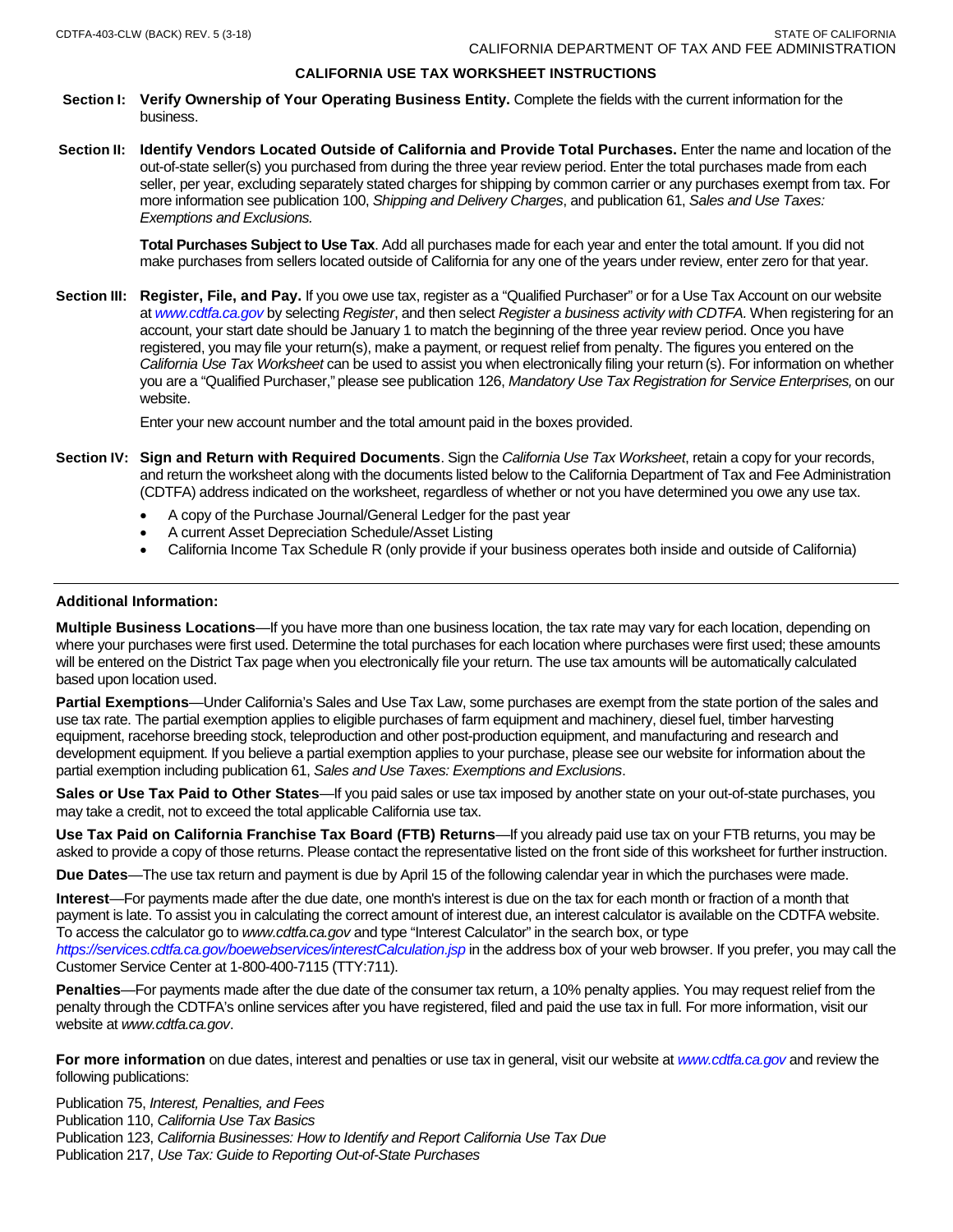# CALIFORNIA USE TAX WORKSHEET INSTRUCTIONS

**Section I: Verify Ownership of Your Operating Business Entity.** Complete the fields with the current information for the business.

**Section II: Identify Vendors Located Outside of California and Provide Total Purchases.** Enter the name and location of the out-of-state seller(s) you purchased from during the three year review period. Enter the total purchases made from each seller, per year, excluding separately stated charges for shipping by common carrier or any purchases exempt from tax. For more information see publication 100, *Shipping and Delivery Charges*, and publication 61, *Sales and Use Taxes: Exemptions and Exclusions.*

**Total Purchases Subject to Use Tax**. Add all purchases made for each year and enter the total amount. If you did not make purchases from sellers located outside of California for any one of the years under review, enter zero for that year.

**Section III: Register, File, and Pay.** If you owe use tax, register as a "Qualified Purchaser" or for a Use Tax Account on our website at *www.cdtfa.ca.gov* by selecting *Register*, and then select *Register a business activity with CDTFA.* When registering for an account, your start date should be January 1 to match the beginning of the three year review period. Once you have registered, you may file your return(s), make a payment, or request relief from penalty. The figures you entered on the *California Use Tax Worksheet* can be used to assist you when electronically filing your return (s). For information on whether you are a "Qualified Purchaser," please see publication 126, *Mandatory Use Tax Registration for Service Enterprises,* on our website.

Enter your new account number and the total amount paid in the boxes provided.

**Section IV: Sign and Return with Required Documents**. Sign the *California Use Tax Worksheet*, retain a copy for your records, and return the worksheet along with the documents listed below to the California Department of Tax and Fee Administration (CDTFA) address indicated on the worksheet, regardless of whether or not you have determined you owe any use tax.

- A copy of the Purchase Journal/General Ledger for the past year
- A current Asset Depreciation Schedule/Asset Listing
- California Income Tax Schedule R (only provide if your business operates both inside and outside of California)

---

**Additional Information:**

**Multiple Business Locations**—If you have more than one business location, the tax rate may vary for each location, depending on where your purchases were first used. Determine the total purchases for each location where purchases were first used; these amounts will be entered on the District Tax page when you electronically file your return. The use tax amounts will be automatically calculated based upon location used.

**Partial Exemptions**—Under California's Sales and Use Tax Law, some purchases are exempt from the state portion of the sales and use tax rate. The partial exemption applies to eligible purchases of farm equipment and machinery, diesel fuel, timber harvesting equipment, racehorse breeding stock, teleproduction and other post-production equipment, and manufacturing and research and development equipment. If you believe a partial exemption applies to your purchase, please see our website for information about the partial exemption including publication 61, *Sales and Use Taxes: Exemptions and Exclusions*.

**Sales or Use Tax Paid to Other States**—If you paid sales or use tax imposed by another state on your out-of-state purchases, you may take a credit, not to exceed the total applicable California use tax.

**Use Tax Paid on California Franchise Tax Board (FTB) Returns**—If you already paid use tax on your FTB returns, you may be asked to provide a copy of those returns. Please contact the representative listed on the front side of this worksheet for further instruction.

**Due Dates**—The use tax return and payment is due by April 15 of the following calendar year in which the purchases were made.

**Interest**—For payments made after the due date, one month's interest is due on the tax for each month or fraction of a month that payment is late. To assist you in calculating the correct amount of interest due, an interest calculator is available on the CDTFA website. To access the calculator go to *www.cdtfa.ca.gov* and type "Interest Calculator" in the search box, or type *https://services.cdtfa.ca.gov/boewebservices/interestCalculation.jsp* in the address box of your web browser. If you prefer, you may call the Customer Service Center at 1-800-400-7115 (TTY:711).

**Penalties**—For payments made after the due date of the consumer tax return, a 10% penalty applies. You may request relief from the penalty through the CDTFA's online services after you have registered, filed and paid the use tax in full. For more information, visit our website at *www.cdtfa.ca.gov*.

**For more information** on due dates, interest and penalties or use tax in general, visit our website at *www.cdtfa.ca.gov* and review the following publications:

Publication 75, *Interest, Penalties, and Fees*
Publication 110, *California Use Tax Basics*
Publication 123, *California Businesses: How to Identify and Report California Use Tax Due*
Publication 217, *Use Tax: Guide to Reporting Out-of-State Purchases*